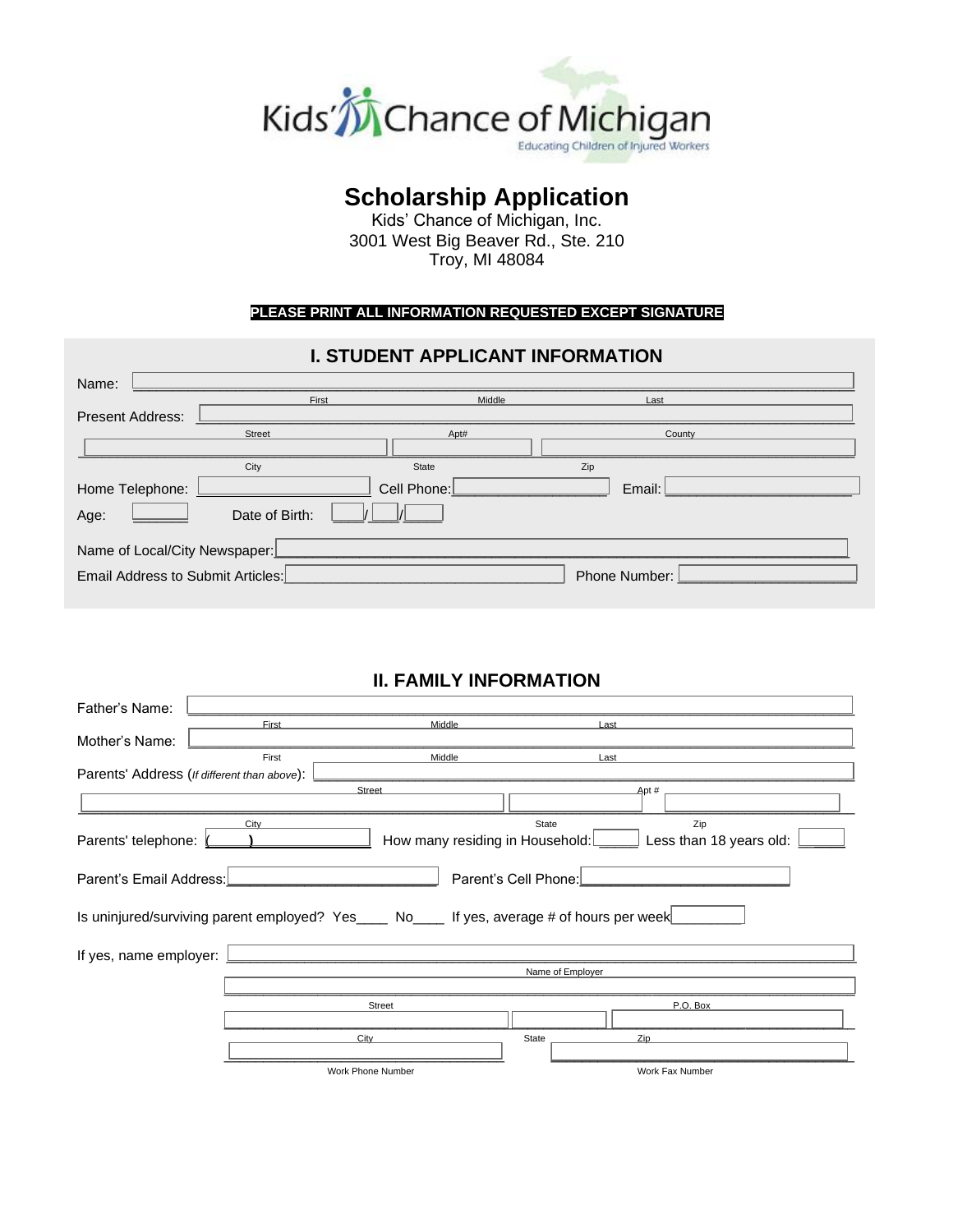Kids' Chance of Michigan
Educating Children of Injured Workers

# Scholarship Application

Kids' Chance of Michigan, Inc.
3001 West Big Beaver Rd., Ste. 210
Troy, MI 48084

**PLEASE PRINT ALL INFORMATION REQUESTED EXCEPT SIGNATURE**

## I. STUDENT APPLICANT INFORMATION

Name: ______________________________
First Middle Last

Present Address: ______________________________
Street Apt# County

______________________________
City State Zip

Home Telephone: ____________ Cell Phone: ____________ Email: ____________

Age: ______ Date of Birth: ____/____/____

Name of Local/City Newspaper: ______________________________

Email Address to Submit Articles: ____________________ Phone Number: ____________

## II. FAMILY INFORMATION

Father's Name: ______________________________
First Middle Last

Mother's Name: ______________________________
First Middle Last

Parents' Address (*If different than above*): ______________________________
Street Apt #

______________________________
City State Zip

Parents' telephone: (    ) ____________ How many residing in Household: ______ Less than 18 years old: ______

Parent's Email Address: ____________________ Parent's Cell Phone: ____________________

Is uninjured/surviving parent employed? Yes____ No____ If yes, average # of hours per week ______

If yes, name employer: ______________________________
Name of Employer

______________________________
Street P.O. Box

______________________________
City State Zip

______________________________
Work Phone Number Work Fax Number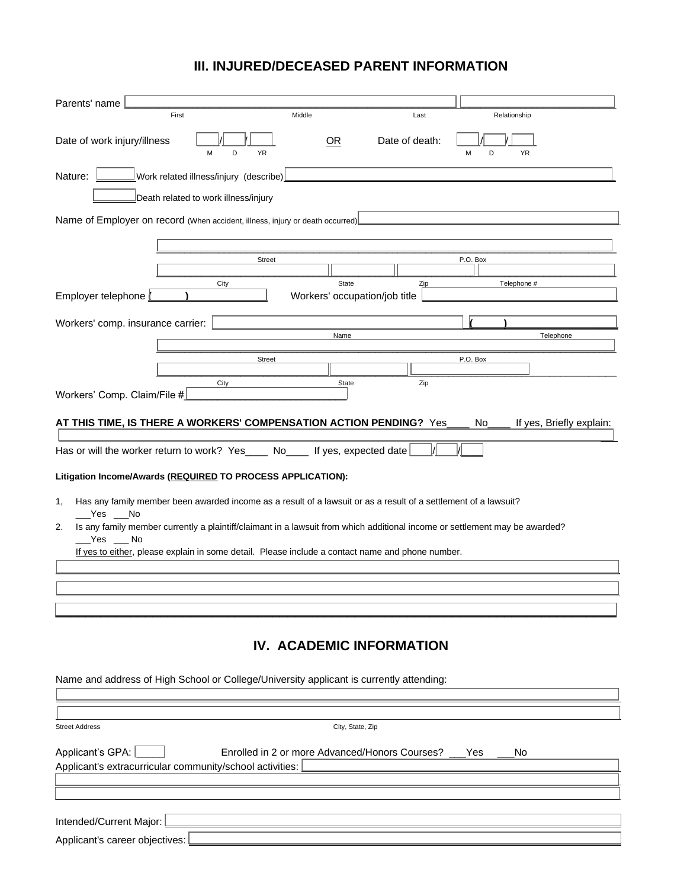## III. INJURED/DECEASED PARENT INFORMATION

Parents' name ______________________________ ______________________________ ______________________________ ______________________________
First Middle Last Relationship

Date of work injury/illness ____/____/____ (M D YR) OR Date of death: ____/____/____ (M D YR)

Nature: ______ Work related illness/injury (describe) ______________________________

______ Death related to work illness/injury

Name of Employer on record (When accident, illness, injury or death occurred) ______________________________

______________________________ ______________________________
Street P.O. Box

______________________________ ______________ ______________ ______________________________
City State Zip Telephone #

Employer telephone (______) ______________ Workers' occupation/job title ______________________________

Workers' comp. insurance carrier: ______________________________ (______) ______________
Name Telephone

______________________________ ______________________________
Street P.O. Box

______________________________ ______________ ______________
City State Zip

Workers' Comp. Claim/File # ______________________________

**AT THIS TIME, IS THERE A WORKERS' COMPENSATION ACTION PENDING?** Yes____ No____ If yes, Briefly explain:

______________________________________________________________________________

Has or will the worker return to work? Yes____ No____ If yes, expected date ____/____/____

**Litigation Income/Awards (<u>REQUIRED</u> TO PROCESS APPLICATION):**

1, Has any family member been awarded income as a result of a lawsuit or as a result of a settlement of a lawsuit?
___Yes ___No

2. Is any family member currently a plaintiff/claimant in a lawsuit from which additional income or settlement may be awarded?
___Yes ___ No

<u>If yes to either</u>, please explain in some detail. Please include a contact name and phone number.

______________________________________________________________________________

______________________________________________________________________________

______________________________________________________________________________

## IV. ACADEMIC INFORMATION

Name and address of High School or College/University applicant is currently attending:

______________________________________________________________________________

______________________________________________________________________________
Street Address City, State, Zip

Applicant's GPA: ______ Enrolled in 2 or more Advanced/Honors Courses? ___Yes ___No

Applicant's extracurricular community/school activities: ______________________________

______________________________________________________________________________

______________________________________________________________________________

Intended/Current Major: ______________________________

Applicant's career objectives: ______________________________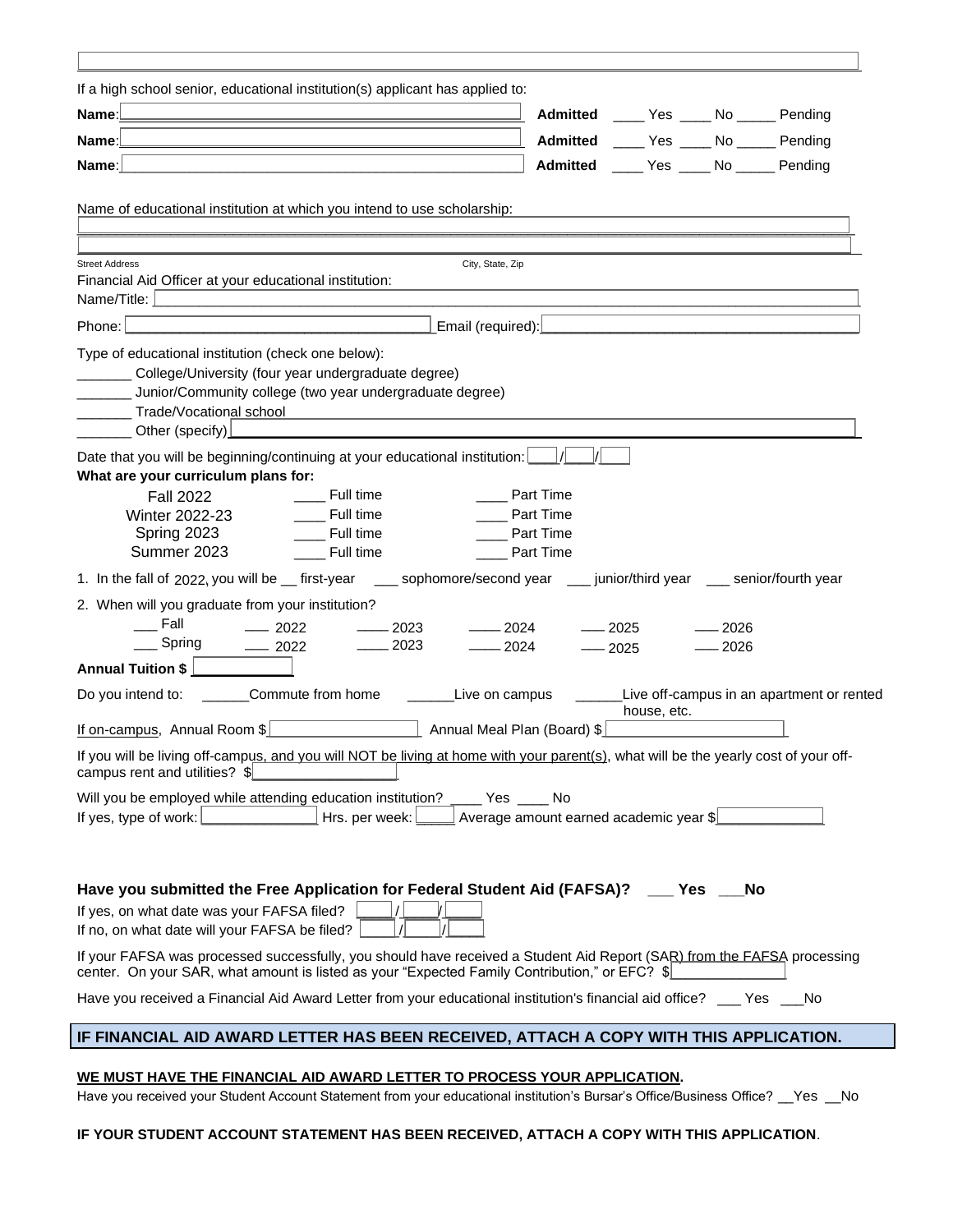If a high school senior, educational institution(s) applicant has applied to:

**Name**: ______________________________ **Admitted** ____ Yes ____ No _____ Pending

**Name**: ______________________________ **Admitted** ____ Yes ____ No _____ Pending

**Name**: ______________________________ **Admitted** ____ Yes ____ No _____ Pending

Name of educational institution at which you intend to use scholarship:

______________________________

______________________________

Street Address City, State, Zip

Financial Aid Officer at your educational institution:

Name/Title: ______________________________

Phone: ______________________________ Email (required): ______________________________

Type of educational institution (check one below):

_______ College/University (four year undergraduate degree)

_______ Junior/Community college (two year undergraduate degree)

_______ Trade/Vocational school

_______ Other (specify) ______________________________

Date that you will be beginning/continuing at your educational institution: ____/____/____

**What are your curriculum plans for:**

| | | |
|---|---|---|
| Fall 2022 | ____ Full time | ____ Part Time |
| Winter 2022-23 | ____ Full time | ____ Part Time |
| Spring 2023 | ____ Full time | ____ Part Time |
| Summer 2023 | ____ Full time | ____ Part Time |

1. In the fall of 2022, you will be __ first-year ___ sophomore/second year ___ junior/third year ___ senior/fourth year

2. When will you graduate from your institution?

| | | | | | |
|---|---|---|---|---|---|
| ___ Fall | ___ 2022 | ____ 2023 | ____ 2024 | ___ 2025 | ___ 2026 |
| ___ Spring | ___ 2022 | ____ 2023 | ____ 2024 | ___ 2025 | ___ 2026 |

**Annual Tuition $** ____________

Do you intend to: ______Commute from home ______Live on campus ______Live off-campus in an apartment or rented house, etc.

If on-campus, Annual Room $__________________ Annual Meal Plan (Board) $______________________

If you will be living off-campus, and you will NOT be living at home with your parent(s), what will be the yearly cost of your off-campus rent and utilities? $__________________

Will you be employed while attending education institution? ____ Yes ____ No

If yes, type of work: ______________ Hrs. per week: _____ Average amount earned academic year $_____________

**Have you submitted the Free Application for Federal Student Aid (FAFSA)? ___ Yes ___No**

If yes, on what date was your FAFSA filed? ____/____/____

If no, on what date will your FAFSA be filed? ____/____/____

If your FAFSA was processed successfully, you should have received a Student Aid Report (SAR) from the FAFSA processing center. On your SAR, what amount is listed as your "Expected Family Contribution," or EFC? $______________

Have you received a Financial Aid Award Letter from your educational institution's financial aid office? ___ Yes ___No

**IF FINANCIAL AID AWARD LETTER HAS BEEN RECEIVED, ATTACH A COPY WITH THIS APPLICATION.**

**WE MUST HAVE THE FINANCIAL AID AWARD LETTER TO PROCESS YOUR APPLICATION.**

Have you received your Student Account Statement from your educational institution's Bursar's Office/Business Office? __Yes __No

**IF YOUR STUDENT ACCOUNT STATEMENT HAS BEEN RECEIVED, ATTACH A COPY WITH THIS APPLICATION**.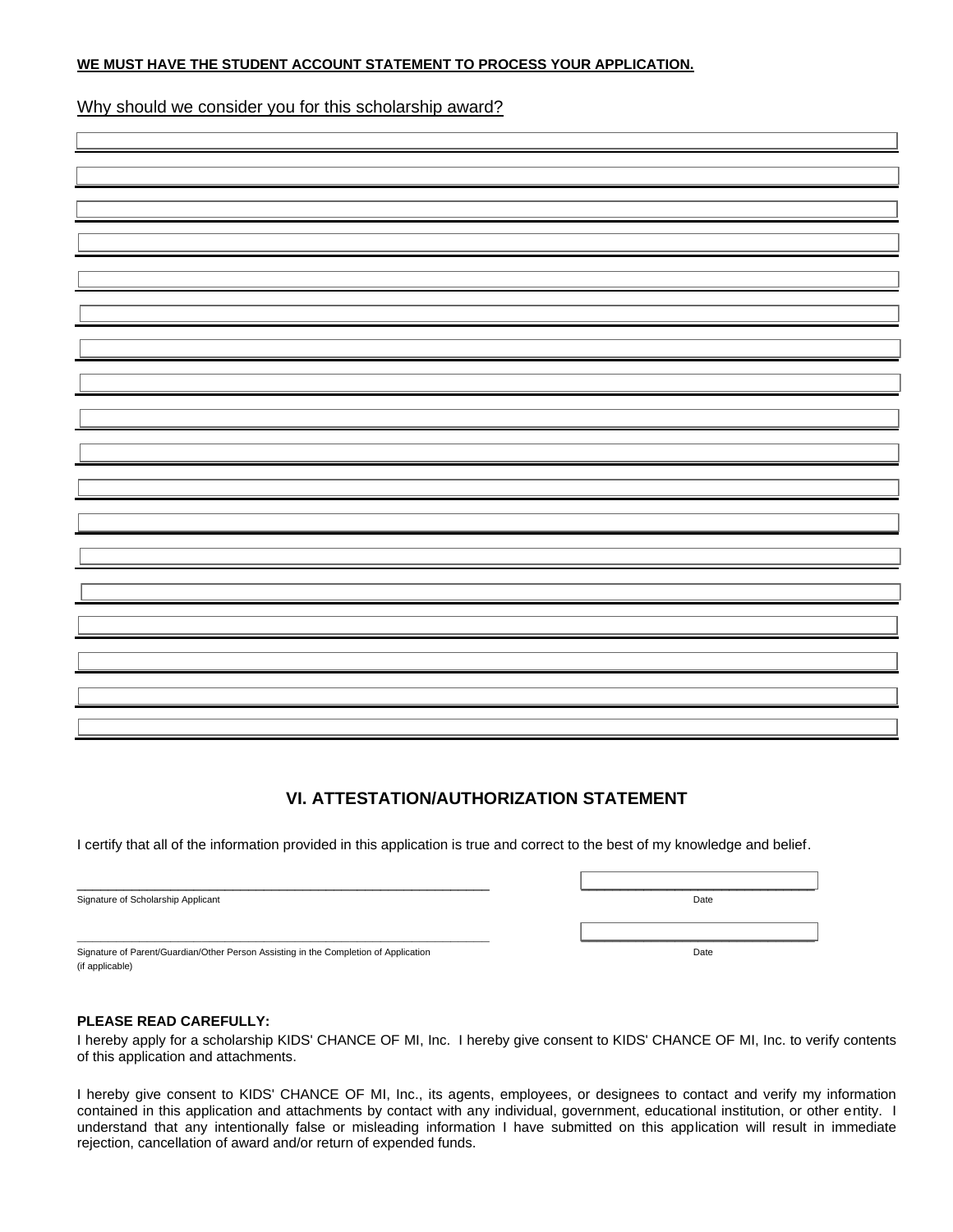**WE MUST HAVE THE STUDENT ACCOUNT STATEMENT TO PROCESS YOUR APPLICATION.**

Why should we consider you for this scholarship award?

## VI. ATTESTATION/AUTHORIZATION STATEMENT

I certify that all of the information provided in this application is true and correct to the best of my knowledge and belief.

\_\_\_\_\_\_\_\_\_\_\_\_\_\_\_\_\_\_\_\_\_\_\_\_\_\_\_\_\_\_\_\_\_\_\_\_\_\_\_\_\_\_\_\_\_\_\_\_\_\_\_ \_\_\_\_\_\_\_\_\_\_\_\_\_\_\_\_\_\_\_\_\_\_\_\_\_\_\_\_
Signature of Scholarship Applicant Date

\_\_\_\_\_\_\_\_\_\_\_\_\_\_\_\_\_\_\_\_\_\_\_\_\_\_\_\_\_\_\_\_\_\_\_\_\_\_\_\_\_\_\_\_\_\_\_\_\_\_\_ \_\_\_\_\_\_\_\_\_\_\_\_\_\_\_\_\_\_\_\_\_\_\_\_\_\_\_\_
Signature of Parent/Guardian/Other Person Assisting in the Completion of Application Date
(if applicable)

**PLEASE READ CAREFULLY:**

I hereby apply for a scholarship KIDS' CHANCE OF MI, Inc. I hereby give consent to KIDS' CHANCE OF MI, Inc. to verify contents of this application and attachments.

I hereby give consent to KIDS' CHANCE OF MI, Inc., its agents, employees, or designees to contact and verify my information contained in this application and attachments by contact with any individual, government, educational institution, or other entity. I understand that any intentionally false or misleading information I have submitted on this application will result in immediate rejection, cancellation of award and/or return of expended funds.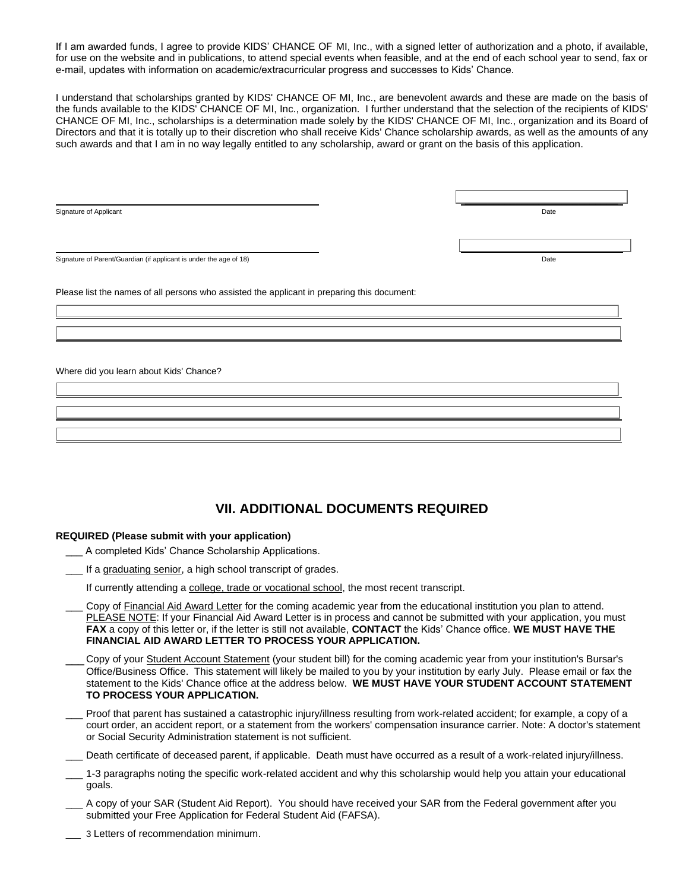If I am awarded funds, I agree to provide KIDS' CHANCE OF MI, Inc., with a signed letter of authorization and a photo, if available, for use on the website and in publications, to attend special events when feasible, and at the end of each school year to send, fax or e-mail, updates with information on academic/extracurricular progress and successes to Kids' Chance.

I understand that scholarships granted by KIDS' CHANCE OF MI, Inc., are benevolent awards and these are made on the basis of the funds available to the KIDS' CHANCE OF MI, Inc., organization. I further understand that the selection of the recipients of KIDS' CHANCE OF MI, Inc., scholarships is a determination made solely by the KIDS' CHANCE OF MI, Inc., organization and its Board of Directors and that it is totally up to their discretion who shall receive Kids' Chance scholarship awards, as well as the amounts of any such awards and that I am in no way legally entitled to any scholarship, award or grant on the basis of this application.

\_\_\_\_\_\_\_\_\_\_\_\_\_\_\_\_\_\_\_\_\_\_\_\_\_\_\_\_\_\_\_\_\_\_\_\_ \_\_\_\_\_\_\_\_\_\_\_\_\_\_\_\_\_\_\_\_

Signature of Applicant Date

\_\_\_\_\_\_\_\_\_\_\_\_\_\_\_\_\_\_\_\_\_\_\_\_\_\_\_\_\_\_\_\_\_\_\_\_ \_\_\_\_\_\_\_\_\_\_\_\_\_\_\_\_\_\_\_\_

Signature of Parent/Guardian (if applicant is under the age of 18) Date

Please list the names of all persons who assisted the applicant in preparing this document:

Where did you learn about Kids' Chance?

## VII. ADDITIONAL DOCUMENTS REQUIRED

**REQUIRED (Please submit with your application)**

- \_\_\_ A completed Kids' Chance Scholarship Applications.
- \_\_\_ If a graduating senior, a high school transcript of grades.

  If currently attending a college, trade or vocational school, the most recent transcript.
- \_\_\_ Copy of Financial Aid Award Letter for the coming academic year from the educational institution you plan to attend. PLEASE NOTE: If your Financial Aid Award Letter is in process and cannot be submitted with your application, you must **FAX** a copy of this letter or, if the letter is still not available, **CONTACT** the Kids' Chance office. **WE MUST HAVE THE FINANCIAL AID AWARD LETTER TO PROCESS YOUR APPLICATION.**
- \_\_\_ Copy of your Student Account Statement (your student bill) for the coming academic year from your institution's Bursar's Office/Business Office. This statement will likely be mailed to you by your institution by early July. Please email or fax the statement to the Kids' Chance office at the address below. **WE MUST HAVE YOUR STUDENT ACCOUNT STATEMENT TO PROCESS YOUR APPLICATION.**
- \_\_\_ Proof that parent has sustained a catastrophic injury/illness resulting from work-related accident; for example, a copy of a court order, an accident report, or a statement from the workers' compensation insurance carrier. Note: A doctor's statement or Social Security Administration statement is not sufficient.
- \_\_\_ Death certificate of deceased parent, if applicable. Death must have occurred as a result of a work-related injury/illness.
- \_\_\_ 1-3 paragraphs noting the specific work-related accident and why this scholarship would help you attain your educational goals.
- \_\_\_ A copy of your SAR (Student Aid Report). You should have received your SAR from the Federal government after you submitted your Free Application for Federal Student Aid (FAFSA).
- \_\_\_ 3 Letters of recommendation minimum.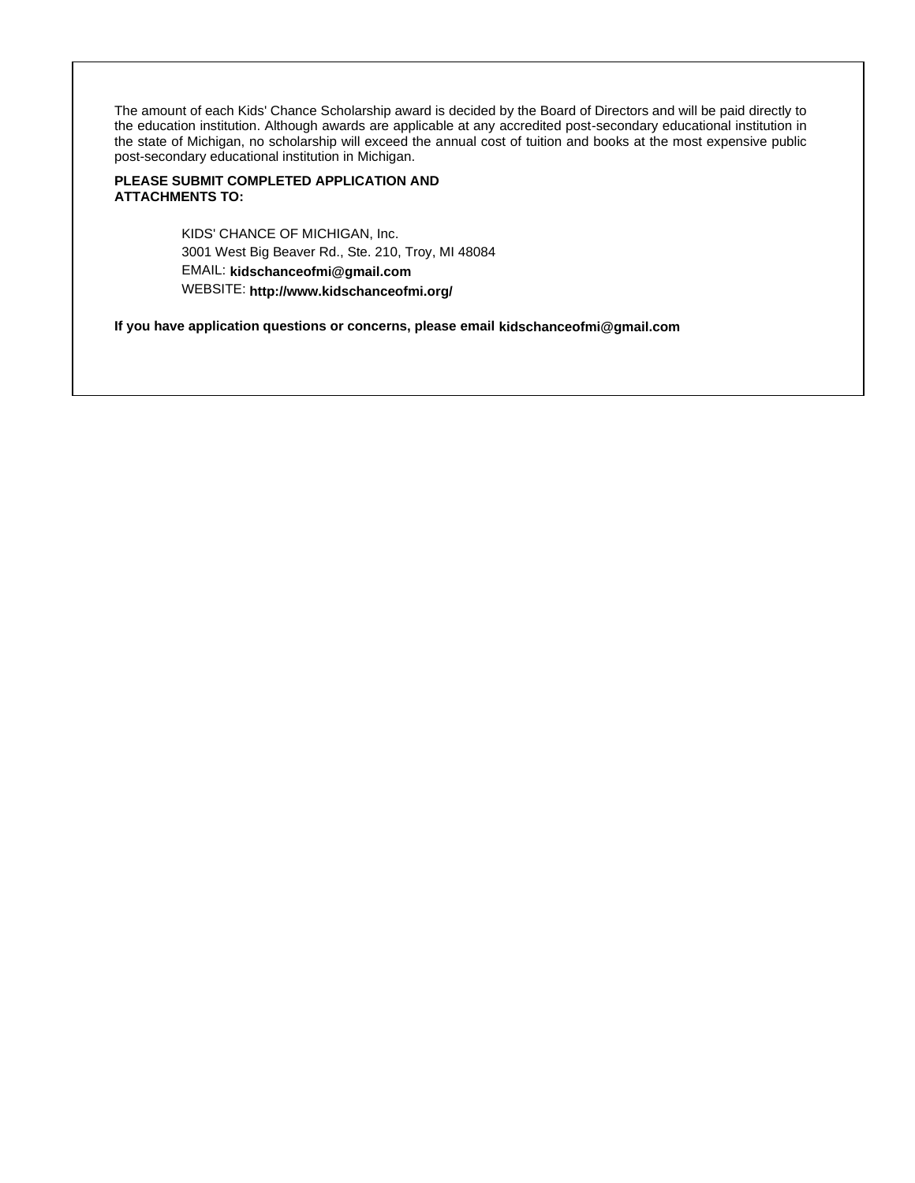The amount of each Kids' Chance Scholarship award is decided by the Board of Directors and will be paid directly to the education institution. Although awards are applicable at any accredited post-secondary educational institution in the state of Michigan, no scholarship will exceed the annual cost of tuition and books at the most expensive public post-secondary educational institution in Michigan.

**PLEASE SUBMIT COMPLETED APPLICATION AND ATTACHMENTS TO:**

KIDS' CHANCE OF MICHIGAN, Inc.
3001 West Big Beaver Rd., Ste. 210, Troy, MI 48084
EMAIL: **kidschanceofmi@gmail.com**
WEBSITE: **http://www.kidschanceofmi.org/**

**If you have application questions or concerns, please email kidschanceofmi@gmail.com**